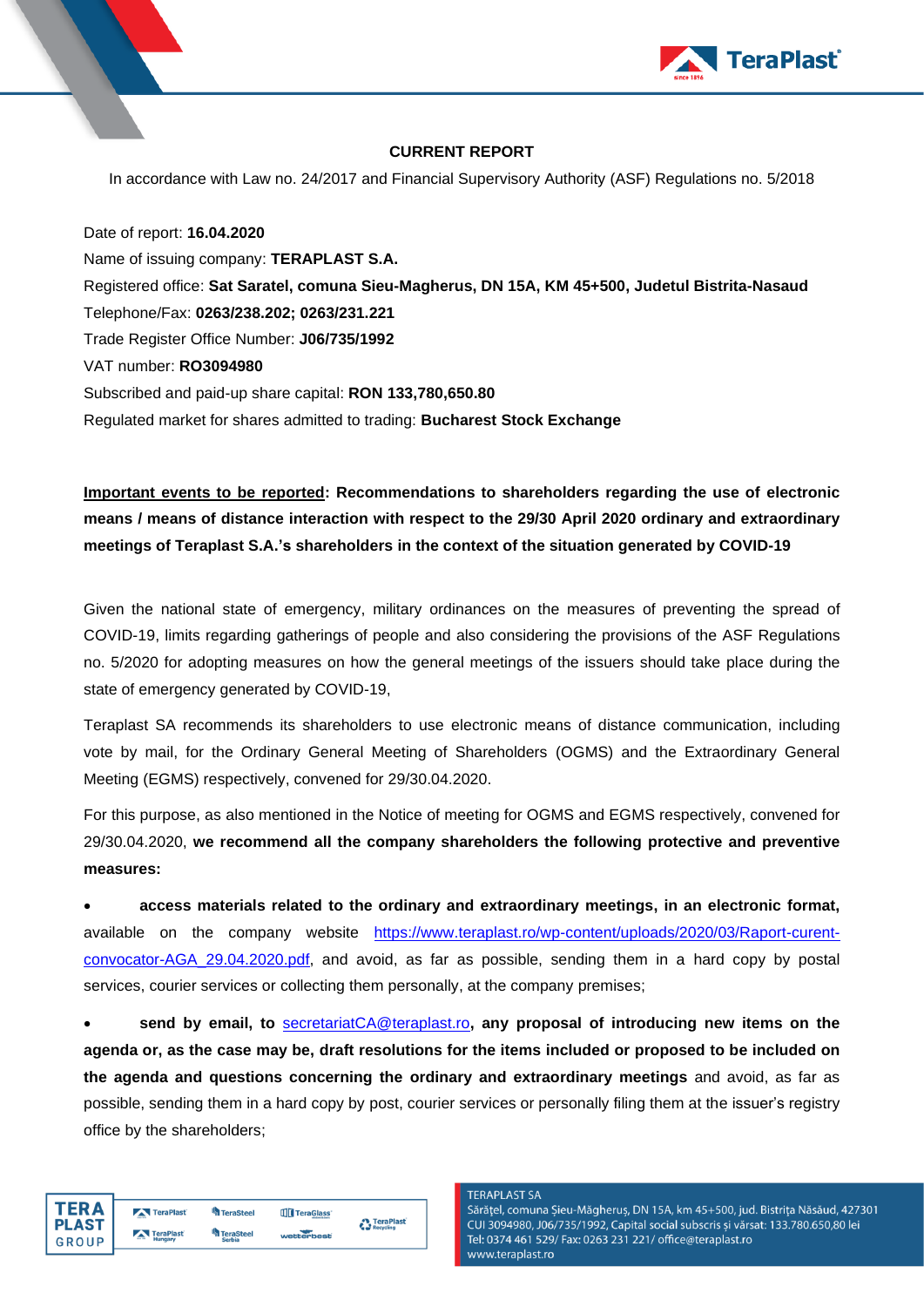**CURRENT REPORT**

In accordance with Law no. 24/2017 and Financial Supervisory Authority (ASF) Regulations no. 5/2018

Date of report: **16.04.2020**
Name of issuing company: **TERAPLAST S.A.**
Registered office: **Sat Saratel, comuna Sieu-Magherus, DN 15A, KM 45+500, Judetul Bistrita-Nasaud**
Telephone/Fax: **0263/238.202; 0263/231.221**
Trade Register Office Number: **J06/735/1992**
VAT number: **RO3094980**
Subscribed and paid-up share capital: **RON 133,780,650.80**
Regulated market for shares admitted to trading: **Bucharest Stock Exchange**

**Important events to be reported: Recommendations to shareholders regarding the use of electronic means / means of distance interaction with respect to the 29/30 April 2020 ordinary and extraordinary meetings of Teraplast S.A.'s shareholders in the context of the situation generated by COVID-19**

Given the national state of emergency, military ordinances on the measures of preventing the spread of COVID-19, limits regarding gatherings of people and also considering the provisions of the ASF Regulations no. 5/2020 for adopting measures on how the general meetings of the issuers should take place during the state of emergency generated by COVID-19,

Teraplast SA recommends its shareholders to use electronic means of distance communication, including vote by mail, for the Ordinary General Meeting of Shareholders (OGMS) and the Extraordinary General Meeting (EGMS) respectively, convened for 29/30.04.2020.

For this purpose, as also mentioned in the Notice of meeting for OGMS and EGMS respectively, convened for 29/30.04.2020, **we recommend all the company shareholders the following protective and preventive measures:**

- **access materials related to the ordinary and extraordinary meetings, in an electronic format,** available on the company website https://www.teraplast.ro/wp-content/uploads/2020/03/Raport-curent-convocator-AGA_29.04.2020.pdf, and avoid, as far as possible, sending them in a hard copy by postal services, courier services or collecting them personally, at the company premises;
- **send by email, to secretariatCA@teraplast.ro, any proposal of introducing new items on the agenda or, as the case may be, draft resolutions for the items included or proposed to be included on the agenda and questions concerning the ordinary and extraordinary meetings** and avoid, as far as possible, sending them in a hard copy by post, courier services or personally filing them at the issuer's registry office by the shareholders;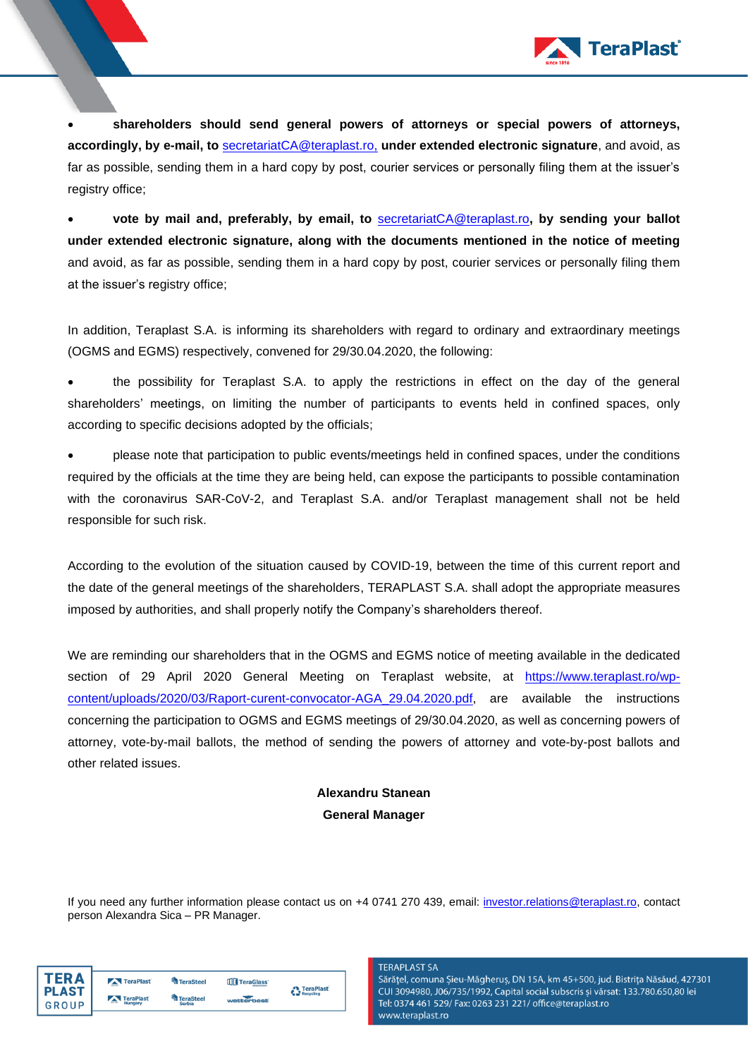- **shareholders should send general powers of attorneys or special powers of attorneys, accordingly, by e-mail, to** secretariatCA@teraplast.ro, **under extended electronic signature**, and avoid, as far as possible, sending them in a hard copy by post, courier services or personally filing them at the issuer's registry office;

- **vote by mail and, preferably, by email, to** secretariatCA@teraplast.ro**, by sending your ballot under extended electronic signature, along with the documents mentioned in the notice of meeting** and avoid, as far as possible, sending them in a hard copy by post, courier services or personally filing them at the issuer's registry office;

In addition, Teraplast S.A. is informing its shareholders with regard to ordinary and extraordinary meetings (OGMS and EGMS) respectively, convened for 29/30.04.2020, the following:

- the possibility for Teraplast S.A. to apply the restrictions in effect on the day of the general shareholders' meetings, on limiting the number of participants to events held in confined spaces, only according to specific decisions adopted by the officials;

- please note that participation to public events/meetings held in confined spaces, under the conditions required by the officials at the time they are being held, can expose the participants to possible contamination with the coronavirus SAR-CoV-2, and Teraplast S.A. and/or Teraplast management shall not be held responsible for such risk.

According to the evolution of the situation caused by COVID-19, between the time of this current report and the date of the general meetings of the shareholders, TERAPLAST S.A. shall adopt the appropriate measures imposed by authorities, and shall properly notify the Company's shareholders thereof.

We are reminding our shareholders that in the OGMS and EGMS notice of meeting available in the dedicated section of 29 April 2020 General Meeting on Teraplast website, at https://www.teraplast.ro/wp-content/uploads/2020/03/Raport-curent-convocator-AGA_29.04.2020.pdf, are available the instructions concerning the participation to OGMS and EGMS meetings of 29/30.04.2020, as well as concerning powers of attorney, vote-by-mail ballots, the method of sending the powers of attorney and vote-by-post ballots and other related issues.

**Alexandru Stanean**
**General Manager**

If you need any further information please contact us on +4 0741 270 439, email: investor.relations@teraplast.ro, contact person Alexandra Sica – PR Manager.